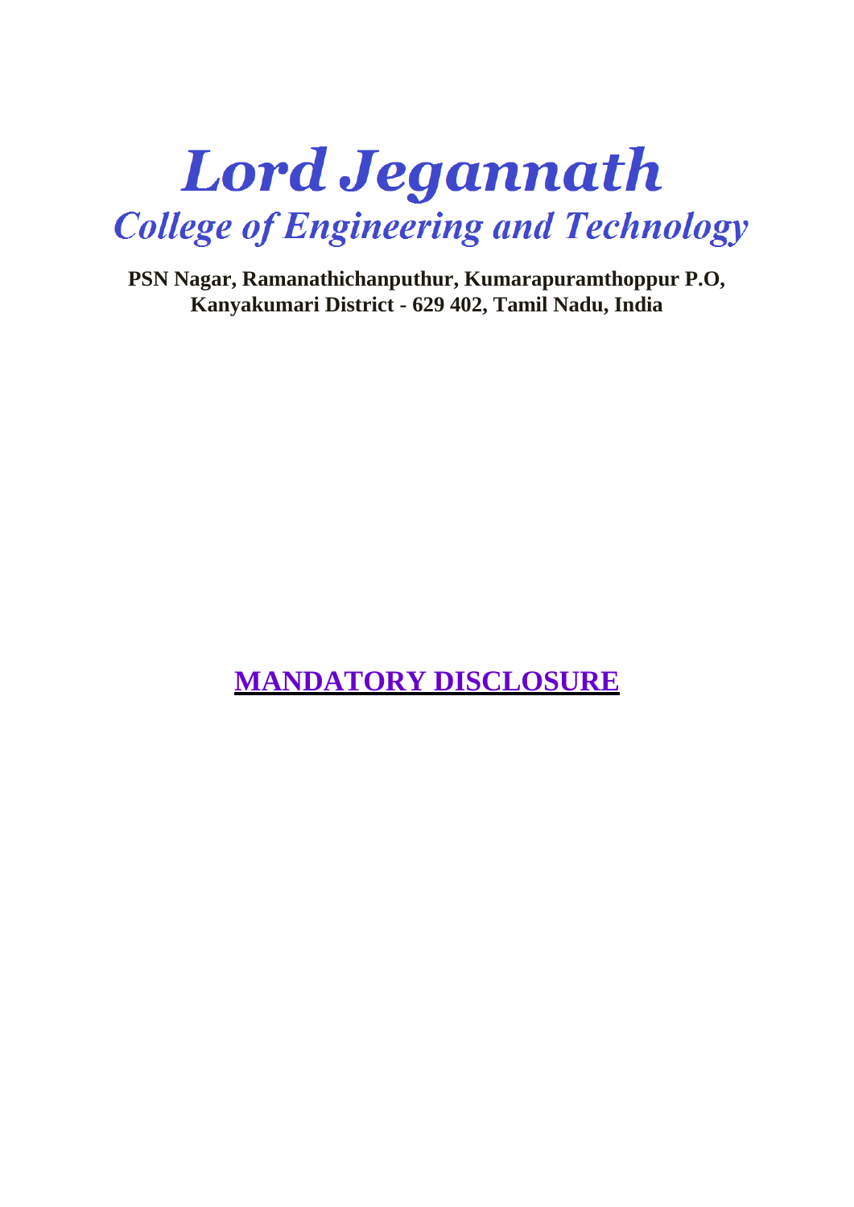# Lord Jegannath

## College of Engineering and Technology

**PSN Nagar, Ramanathichanputhur, Kumarapuramthoppur P.O, Kanyakumari District - 629 402, Tamil Nadu, India**

## MANDATORY DISCLOSURE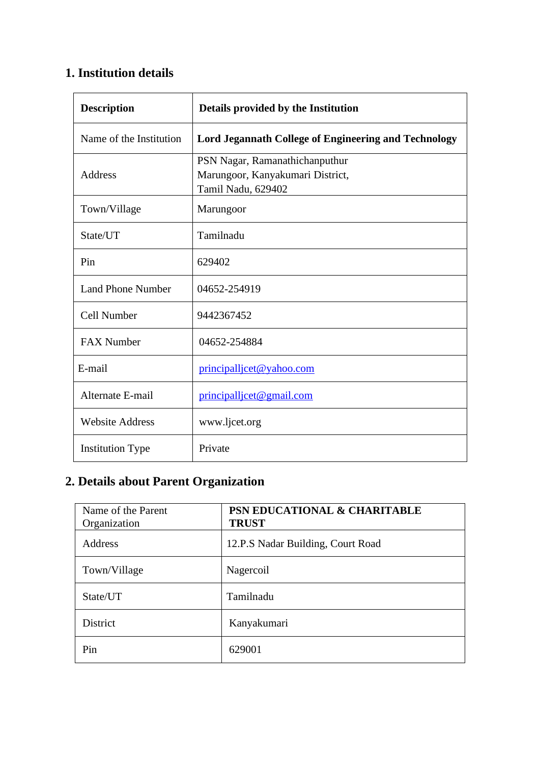## 1. Institution details

| **Description** | **Details provided by the Institution** |
|---|---|
| Name of the Institution | **Lord Jegannath College of Engineering and Technology** |
| Address | PSN Nagar, Ramanathichanputhur Marungoor, Kanyakumari District, Tamil Nadu, 629402 |
| Town/Village | Marungoor |
| State/UT | Tamilnadu |
| Pin | 629402 |
| Land Phone Number | 04652-254919 |
| Cell Number | 9442367452 |
| FAX Number | 04652-254884 |
| E-mail | principalljcet@yahoo.com |
| Alternate E-mail | principalljcet@gmail.com |
| Website Address | www.ljcet.org |
| Institution Type | Private |

## 2. Details about Parent Organization

| | |
|---|---|
| Name of the Parent Organization | **PSN EDUCATIONAL & CHARITABLE TRUST** |
| Address | 12.P.S Nadar Building, Court Road |
| Town/Village | Nagercoil |
| State/UT | Tamilnadu |
| District | Kanyakumari |
| Pin | 629001 |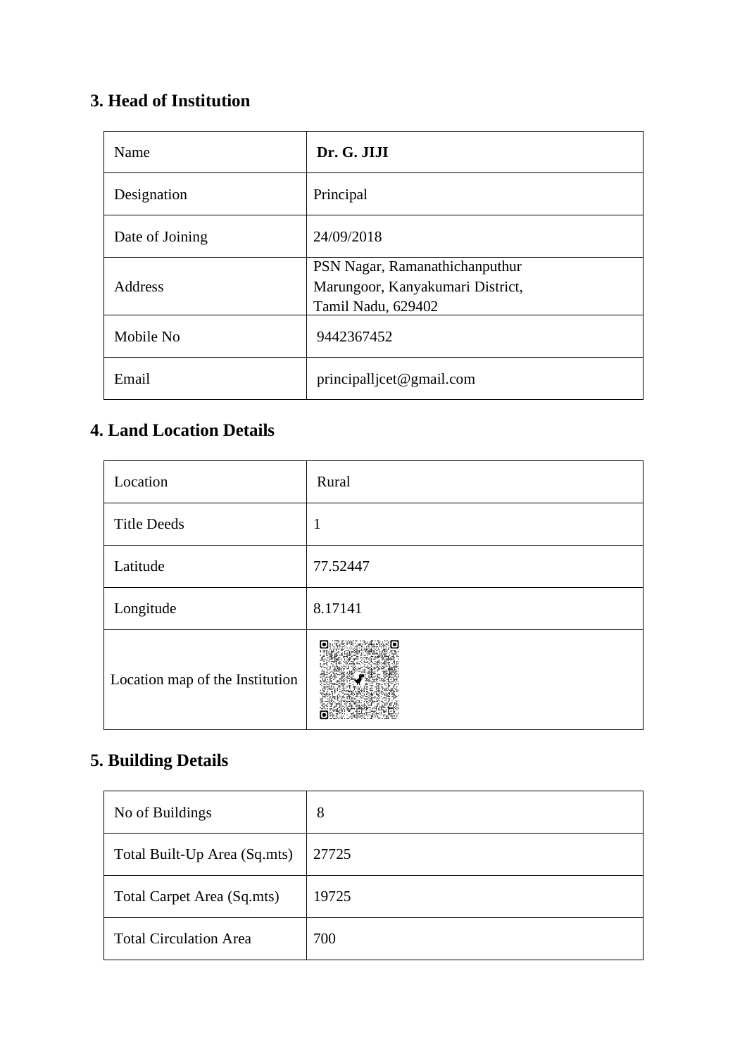## 3. Head of Institution

| | |
|---|---|
| Name | **Dr. G. JIJI** |
| Designation | Principal |
| Date of Joining | 24/09/2018 |
| Address | PSN Nagar, Ramanathichanputhur Marungoor, Kanyakumari District, Tamil Nadu, 629402 |
| Mobile No | 9442367452 |
| Email | principalljcet@gmail.com |

## 4. Land Location Details

| | |
|---|---|
| Location | Rural |
| Title Deeds | 1 |
| Latitude | 77.52447 |
| Longitude | 8.17141 |
| Location map of the Institution | |

## 5. Building Details

| | |
|---|---|
| No of Buildings | 8 |
| Total Built-Up Area (Sq.mts) | 27725 |
| Total Carpet Area (Sq.mts) | 19725 |
| Total Circulation Area | 700 |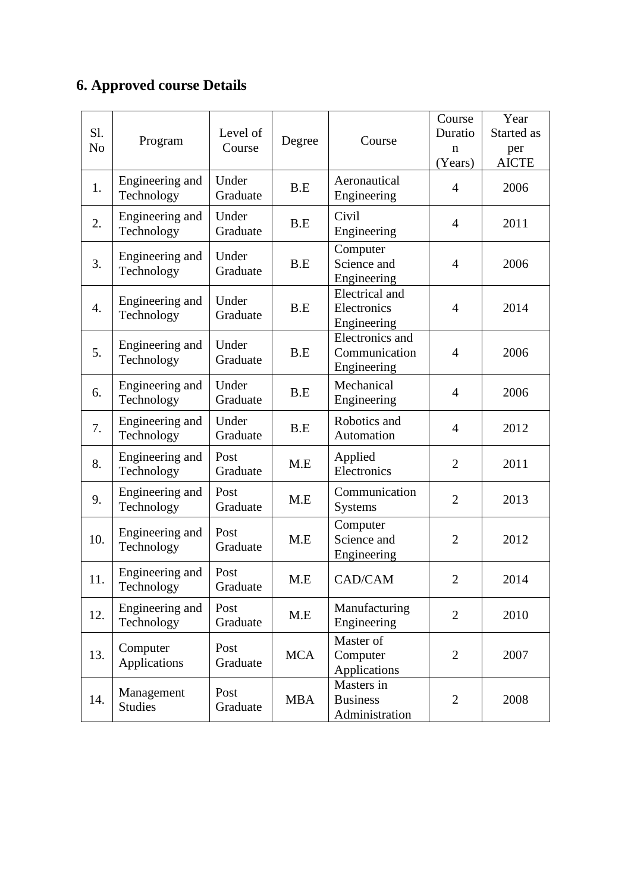## 6. Approved course Details

| Sl. No | Program | Level of Course | Degree | Course | Course Duration (Years) | Year Started as per AICTE |
|---|---|---|---|---|---|---|
| 1. | Engineering and Technology | Under Graduate | B.E | Aeronautical Engineering | 4 | 2006 |
| 2. | Engineering and Technology | Under Graduate | B.E | Civil Engineering | 4 | 2011 |
| 3. | Engineering and Technology | Under Graduate | B.E | Computer Science and Engineering | 4 | 2006 |
| 4. | Engineering and Technology | Under Graduate | B.E | Electrical and Electronics Engineering | 4 | 2014 |
| 5. | Engineering and Technology | Under Graduate | B.E | Electronics and Communication Engineering | 4 | 2006 |
| 6. | Engineering and Technology | Under Graduate | B.E | Mechanical Engineering | 4 | 2006 |
| 7. | Engineering and Technology | Under Graduate | B.E | Robotics and Automation | 4 | 2012 |
| 8. | Engineering and Technology | Post Graduate | M.E | Applied Electronics | 2 | 2011 |
| 9. | Engineering and Technology | Post Graduate | M.E | Communication Systems | 2 | 2013 |
| 10. | Engineering and Technology | Post Graduate | M.E | Computer Science and Engineering | 2 | 2012 |
| 11. | Engineering and Technology | Post Graduate | M.E | CAD/CAM | 2 | 2014 |
| 12. | Engineering and Technology | Post Graduate | M.E | Manufacturing Engineering | 2 | 2010 |
| 13. | Computer Applications | Post Graduate | MCA | Master of Computer Applications | 2 | 2007 |
| 14. | Management Studies | Post Graduate | MBA | Masters in Business Administration | 2 | 2008 |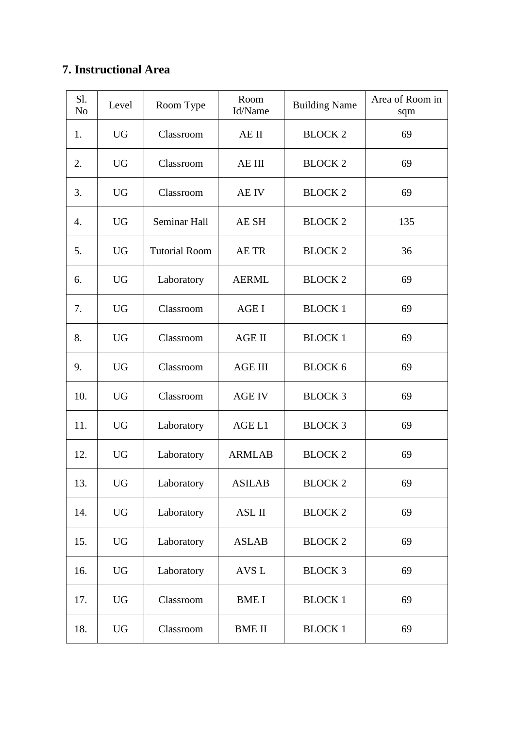## 7. Instructional Area

| Sl. No | Level | Room Type | Room Id/Name | Building Name | Area of Room in sqm |
|---|---|---|---|---|---|
| 1. | UG | Classroom | AE II | BLOCK 2 | 69 |
| 2. | UG | Classroom | AE III | BLOCK 2 | 69 |
| 3. | UG | Classroom | AE IV | BLOCK 2 | 69 |
| 4. | UG | Seminar Hall | AE SH | BLOCK 2 | 135 |
| 5. | UG | Tutorial Room | AE TR | BLOCK 2 | 36 |
| 6. | UG | Laboratory | AERML | BLOCK 2 | 69 |
| 7. | UG | Classroom | AGE I | BLOCK 1 | 69 |
| 8. | UG | Classroom | AGE II | BLOCK 1 | 69 |
| 9. | UG | Classroom | AGE III | BLOCK 6 | 69 |
| 10. | UG | Classroom | AGE IV | BLOCK 3 | 69 |
| 11. | UG | Laboratory | AGE L1 | BLOCK 3 | 69 |
| 12. | UG | Laboratory | ARMLAB | BLOCK 2 | 69 |
| 13. | UG | Laboratory | ASILAB | BLOCK 2 | 69 |
| 14. | UG | Laboratory | ASL II | BLOCK 2 | 69 |
| 15. | UG | Laboratory | ASLAB | BLOCK 2 | 69 |
| 16. | UG | Laboratory | AVS L | BLOCK 3 | 69 |
| 17. | UG | Classroom | BME I | BLOCK 1 | 69 |
| 18. | UG | Classroom | BME II | BLOCK 1 | 69 |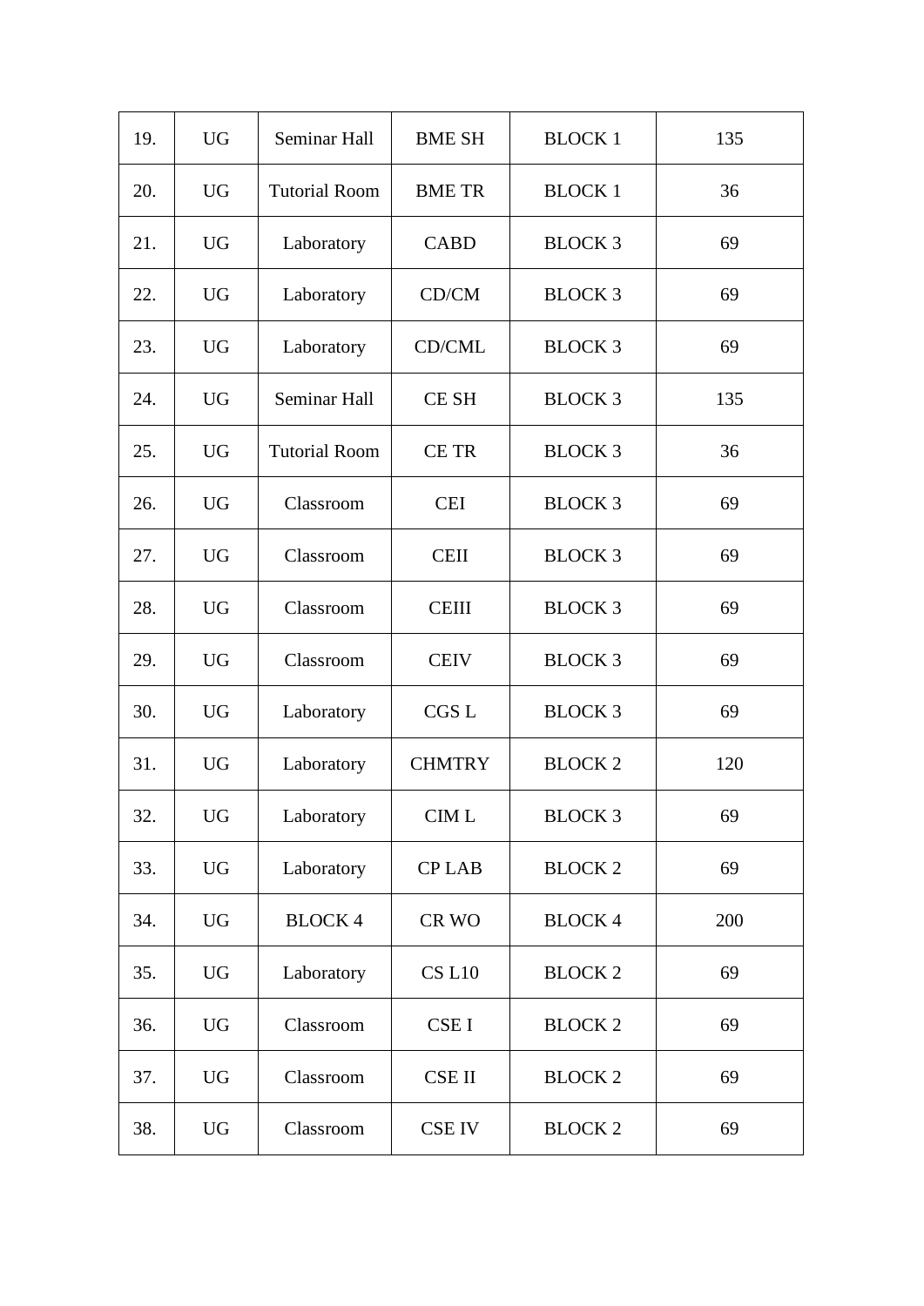| | | | | | |
|---|---|---|---|---|---|
| 19. | UG | Seminar Hall | BME SH | BLOCK 1 | 135 |
| 20. | UG | Tutorial Room | BME TR | BLOCK 1 | 36 |
| 21. | UG | Laboratory | CABD | BLOCK 3 | 69 |
| 22. | UG | Laboratory | CD/CM | BLOCK 3 | 69 |
| 23. | UG | Laboratory | CD/CML | BLOCK 3 | 69 |
| 24. | UG | Seminar Hall | CE SH | BLOCK 3 | 135 |
| 25. | UG | Tutorial Room | CE TR | BLOCK 3 | 36 |
| 26. | UG | Classroom | CEI | BLOCK 3 | 69 |
| 27. | UG | Classroom | CEII | BLOCK 3 | 69 |
| 28. | UG | Classroom | CEIII | BLOCK 3 | 69 |
| 29. | UG | Classroom | CEIV | BLOCK 3 | 69 |
| 30. | UG | Laboratory | CGS L | BLOCK 3 | 69 |
| 31. | UG | Laboratory | CHMTRY | BLOCK 2 | 120 |
| 32. | UG | Laboratory | CIM L | BLOCK 3 | 69 |
| 33. | UG | Laboratory | CP LAB | BLOCK 2 | 69 |
| 34. | UG | BLOCK 4 | CR WO | BLOCK 4 | 200 |
| 35. | UG | Laboratory | CS L10 | BLOCK 2 | 69 |
| 36. | UG | Classroom | CSE I | BLOCK 2 | 69 |
| 37. | UG | Classroom | CSE II | BLOCK 2 | 69 |
| 38. | UG | Classroom | CSE IV | BLOCK 2 | 69 |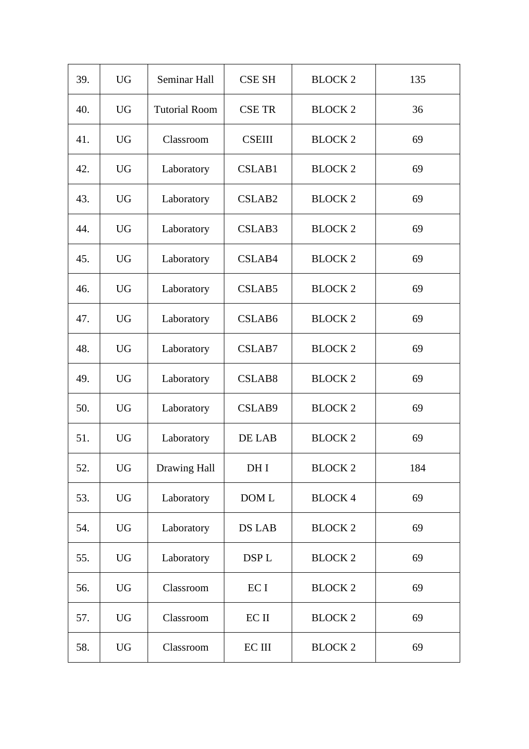| | | | | | |
|---|---|---|---|---|---|
| 39. | UG | Seminar Hall | CSE SH | BLOCK 2 | 135 |
| 40. | UG | Tutorial Room | CSE TR | BLOCK 2 | 36 |
| 41. | UG | Classroom | CSEIII | BLOCK 2 | 69 |
| 42. | UG | Laboratory | CSLAB1 | BLOCK 2 | 69 |
| 43. | UG | Laboratory | CSLAB2 | BLOCK 2 | 69 |
| 44. | UG | Laboratory | CSLAB3 | BLOCK 2 | 69 |
| 45. | UG | Laboratory | CSLAB4 | BLOCK 2 | 69 |
| 46. | UG | Laboratory | CSLAB5 | BLOCK 2 | 69 |
| 47. | UG | Laboratory | CSLAB6 | BLOCK 2 | 69 |
| 48. | UG | Laboratory | CSLAB7 | BLOCK 2 | 69 |
| 49. | UG | Laboratory | CSLAB8 | BLOCK 2 | 69 |
| 50. | UG | Laboratory | CSLAB9 | BLOCK 2 | 69 |
| 51. | UG | Laboratory | DE LAB | BLOCK 2 | 69 |
| 52. | UG | Drawing Hall | DH I | BLOCK 2 | 184 |
| 53. | UG | Laboratory | DOM L | BLOCK 4 | 69 |
| 54. | UG | Laboratory | DS LAB | BLOCK 2 | 69 |
| 55. | UG | Laboratory | DSP L | BLOCK 2 | 69 |
| 56. | UG | Classroom | EC I | BLOCK 2 | 69 |
| 57. | UG | Classroom | EC II | BLOCK 2 | 69 |
| 58. | UG | Classroom | EC III | BLOCK 2 | 69 |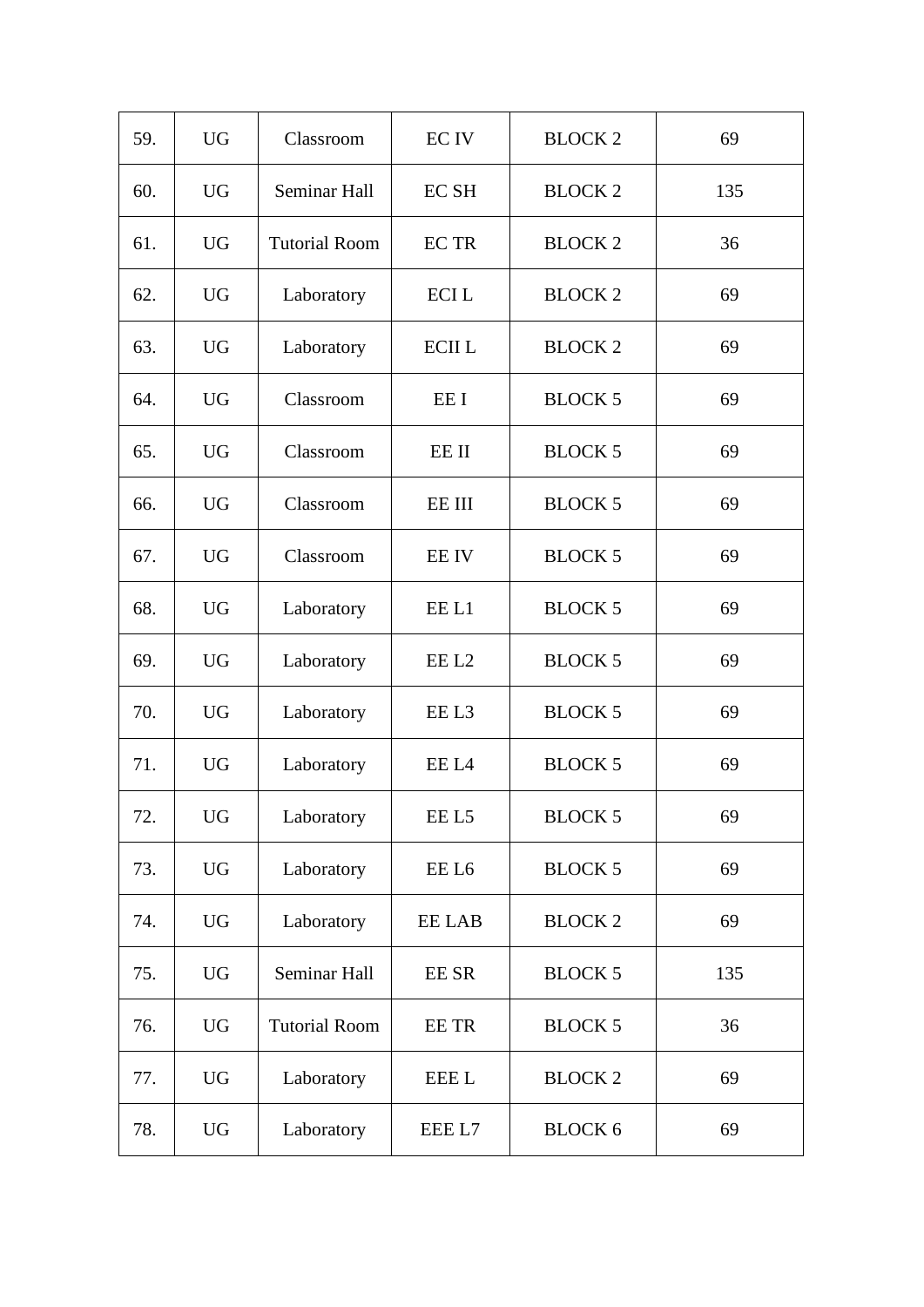| | | | | | |
|---|---|---|---|---|---|
| 59. | UG | Classroom | EC IV | BLOCK 2 | 69 |
| 60. | UG | Seminar Hall | EC SH | BLOCK 2 | 135 |
| 61. | UG | Tutorial Room | EC TR | BLOCK 2 | 36 |
| 62. | UG | Laboratory | ECI L | BLOCK 2 | 69 |
| 63. | UG | Laboratory | ECII L | BLOCK 2 | 69 |
| 64. | UG | Classroom | EE I | BLOCK 5 | 69 |
| 65. | UG | Classroom | EE II | BLOCK 5 | 69 |
| 66. | UG | Classroom | EE III | BLOCK 5 | 69 |
| 67. | UG | Classroom | EE IV | BLOCK 5 | 69 |
| 68. | UG | Laboratory | EE L1 | BLOCK 5 | 69 |
| 69. | UG | Laboratory | EE L2 | BLOCK 5 | 69 |
| 70. | UG | Laboratory | EE L3 | BLOCK 5 | 69 |
| 71. | UG | Laboratory | EE L4 | BLOCK 5 | 69 |
| 72. | UG | Laboratory | EE L5 | BLOCK 5 | 69 |
| 73. | UG | Laboratory | EE L6 | BLOCK 5 | 69 |
| 74. | UG | Laboratory | EE LAB | BLOCK 2 | 69 |
| 75. | UG | Seminar Hall | EE SR | BLOCK 5 | 135 |
| 76. | UG | Tutorial Room | EE TR | BLOCK 5 | 36 |
| 77. | UG | Laboratory | EEE L | BLOCK 2 | 69 |
| 78. | UG | Laboratory | EEE L7 | BLOCK 6 | 69 |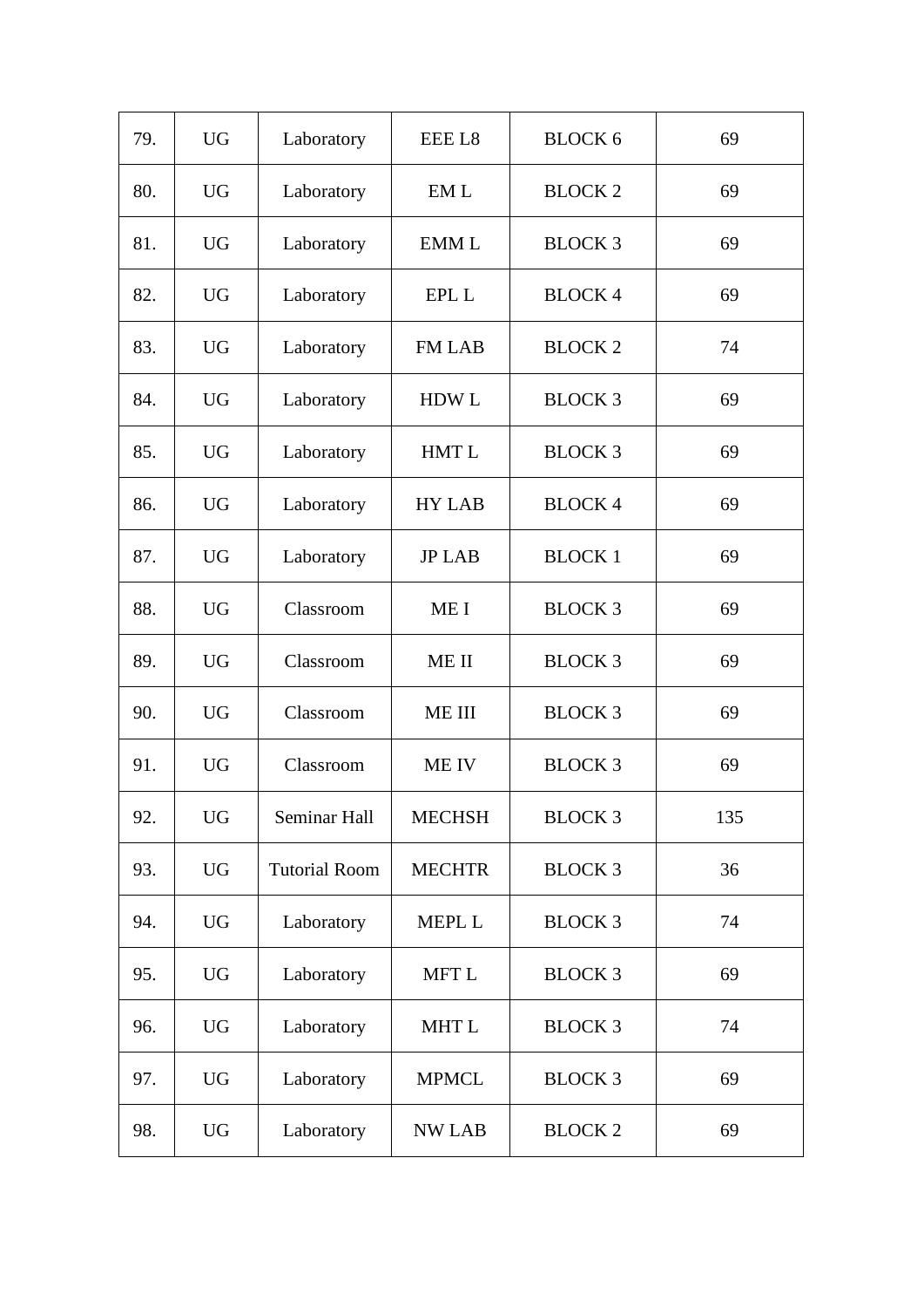| | | | | | |
|---|---|---|---|---|---|
| 79. | UG | Laboratory | EEE L8 | BLOCK 6 | 69 |
| 80. | UG | Laboratory | EM L | BLOCK 2 | 69 |
| 81. | UG | Laboratory | EMM L | BLOCK 3 | 69 |
| 82. | UG | Laboratory | EPL L | BLOCK 4 | 69 |
| 83. | UG | Laboratory | FM LAB | BLOCK 2 | 74 |
| 84. | UG | Laboratory | HDW L | BLOCK 3 | 69 |
| 85. | UG | Laboratory | HMT L | BLOCK 3 | 69 |
| 86. | UG | Laboratory | HY LAB | BLOCK 4 | 69 |
| 87. | UG | Laboratory | JP LAB | BLOCK 1 | 69 |
| 88. | UG | Classroom | ME I | BLOCK 3 | 69 |
| 89. | UG | Classroom | ME II | BLOCK 3 | 69 |
| 90. | UG | Classroom | ME III | BLOCK 3 | 69 |
| 91. | UG | Classroom | ME IV | BLOCK 3 | 69 |
| 92. | UG | Seminar Hall | MECHSH | BLOCK 3 | 135 |
| 93. | UG | Tutorial Room | MECHTR | BLOCK 3 | 36 |
| 94. | UG | Laboratory | MEPL L | BLOCK 3 | 74 |
| 95. | UG | Laboratory | MFT L | BLOCK 3 | 69 |
| 96. | UG | Laboratory | MHT L | BLOCK 3 | 74 |
| 97. | UG | Laboratory | MPMCL | BLOCK 3 | 69 |
| 98. | UG | Laboratory | NW LAB | BLOCK 2 | 69 |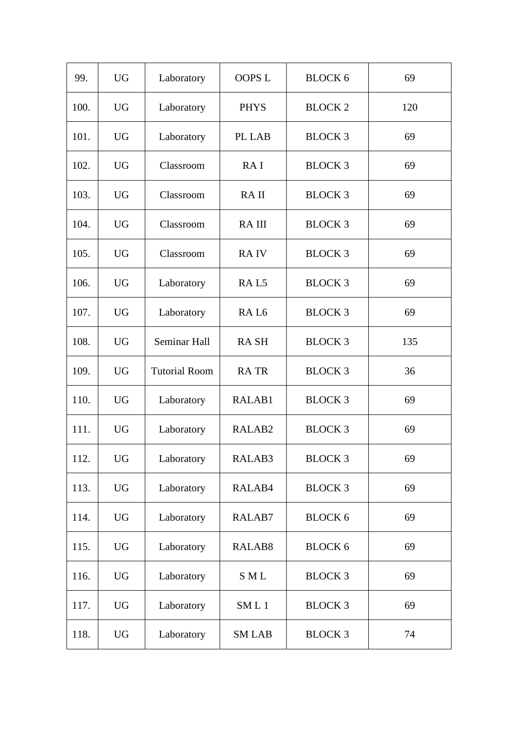| | | | | | |
|---|---|---|---|---|---|
| 99. | UG | Laboratory | OOPS L | BLOCK 6 | 69 |
| 100. | UG | Laboratory | PHYS | BLOCK 2 | 120 |
| 101. | UG | Laboratory | PL LAB | BLOCK 3 | 69 |
| 102. | UG | Classroom | RA I | BLOCK 3 | 69 |
| 103. | UG | Classroom | RA II | BLOCK 3 | 69 |
| 104. | UG | Classroom | RA III | BLOCK 3 | 69 |
| 105. | UG | Classroom | RA IV | BLOCK 3 | 69 |
| 106. | UG | Laboratory | RA L5 | BLOCK 3 | 69 |
| 107. | UG | Laboratory | RA L6 | BLOCK 3 | 69 |
| 108. | UG | Seminar Hall | RA SH | BLOCK 3 | 135 |
| 109. | UG | Tutorial Room | RA TR | BLOCK 3 | 36 |
| 110. | UG | Laboratory | RALAB1 | BLOCK 3 | 69 |
| 111. | UG | Laboratory | RALAB2 | BLOCK 3 | 69 |
| 112. | UG | Laboratory | RALAB3 | BLOCK 3 | 69 |
| 113. | UG | Laboratory | RALAB4 | BLOCK 3 | 69 |
| 114. | UG | Laboratory | RALAB7 | BLOCK 6 | 69 |
| 115. | UG | Laboratory | RALAB8 | BLOCK 6 | 69 |
| 116. | UG | Laboratory | S M L | BLOCK 3 | 69 |
| 117. | UG | Laboratory | SM L 1 | BLOCK 3 | 69 |
| 118. | UG | Laboratory | SM LAB | BLOCK 3 | 74 |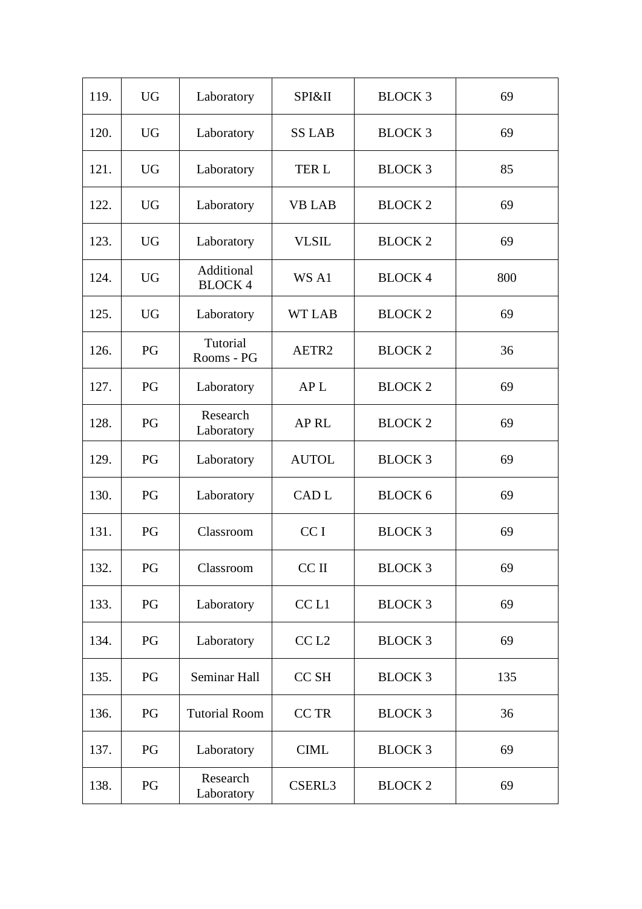| | | | | | |
|---|---|---|---|---|---|
| 119. | UG | Laboratory | SPI&II | BLOCK 3 | 69 |
| 120. | UG | Laboratory | SS LAB | BLOCK 3 | 69 |
| 121. | UG | Laboratory | TER L | BLOCK 3 | 85 |
| 122. | UG | Laboratory | VB LAB | BLOCK 2 | 69 |
| 123. | UG | Laboratory | VLSIL | BLOCK 2 | 69 |
| 124. | UG | Additional BLOCK 4 | WS A1 | BLOCK 4 | 800 |
| 125. | UG | Laboratory | WT LAB | BLOCK 2 | 69 |
| 126. | PG | Tutorial Rooms - PG | AETR2 | BLOCK 2 | 36 |
| 127. | PG | Laboratory | AP L | BLOCK 2 | 69 |
| 128. | PG | Research Laboratory | AP RL | BLOCK 2 | 69 |
| 129. | PG | Laboratory | AUTOL | BLOCK 3 | 69 |
| 130. | PG | Laboratory | CAD L | BLOCK 6 | 69 |
| 131. | PG | Classroom | CC I | BLOCK 3 | 69 |
| 132. | PG | Classroom | CC II | BLOCK 3 | 69 |
| 133. | PG | Laboratory | CC L1 | BLOCK 3 | 69 |
| 134. | PG | Laboratory | CC L2 | BLOCK 3 | 69 |
| 135. | PG | Seminar Hall | CC SH | BLOCK 3 | 135 |
| 136. | PG | Tutorial Room | CC TR | BLOCK 3 | 36 |
| 137. | PG | Laboratory | CIML | BLOCK 3 | 69 |
| 138. | PG | Research Laboratory | CSERL3 | BLOCK 2 | 69 |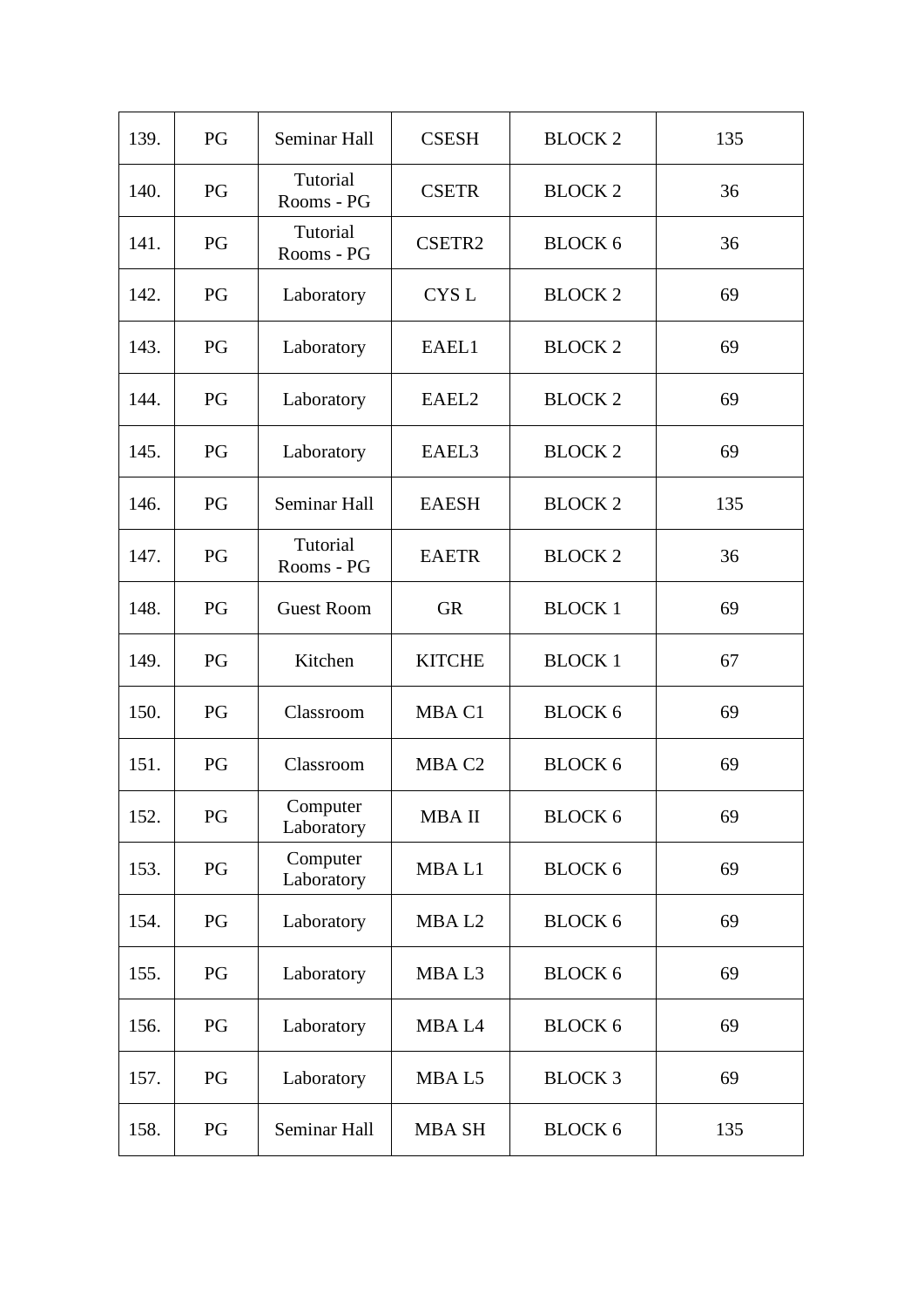| | | | | | |
|---|---|---|---|---|---|
| 139. | PG | Seminar Hall | CSESH | BLOCK 2 | 135 |
| 140. | PG | Tutorial Rooms - PG | CSETR | BLOCK 2 | 36 |
| 141. | PG | Tutorial Rooms - PG | CSETR2 | BLOCK 6 | 36 |
| 142. | PG | Laboratory | CYS L | BLOCK 2 | 69 |
| 143. | PG | Laboratory | EAEL1 | BLOCK 2 | 69 |
| 144. | PG | Laboratory | EAEL2 | BLOCK 2 | 69 |
| 145. | PG | Laboratory | EAEL3 | BLOCK 2 | 69 |
| 146. | PG | Seminar Hall | EAESH | BLOCK 2 | 135 |
| 147. | PG | Tutorial Rooms - PG | EAETR | BLOCK 2 | 36 |
| 148. | PG | Guest Room | GR | BLOCK 1 | 69 |
| 149. | PG | Kitchen | KITCHE | BLOCK 1 | 67 |
| 150. | PG | Classroom | MBA C1 | BLOCK 6 | 69 |
| 151. | PG | Classroom | MBA C2 | BLOCK 6 | 69 |
| 152. | PG | Computer Laboratory | MBA II | BLOCK 6 | 69 |
| 153. | PG | Computer Laboratory | MBA L1 | BLOCK 6 | 69 |
| 154. | PG | Laboratory | MBA L2 | BLOCK 6 | 69 |
| 155. | PG | Laboratory | MBA L3 | BLOCK 6 | 69 |
| 156. | PG | Laboratory | MBA L4 | BLOCK 6 | 69 |
| 157. | PG | Laboratory | MBA L5 | BLOCK 3 | 69 |
| 158. | PG | Seminar Hall | MBA SH | BLOCK 6 | 135 |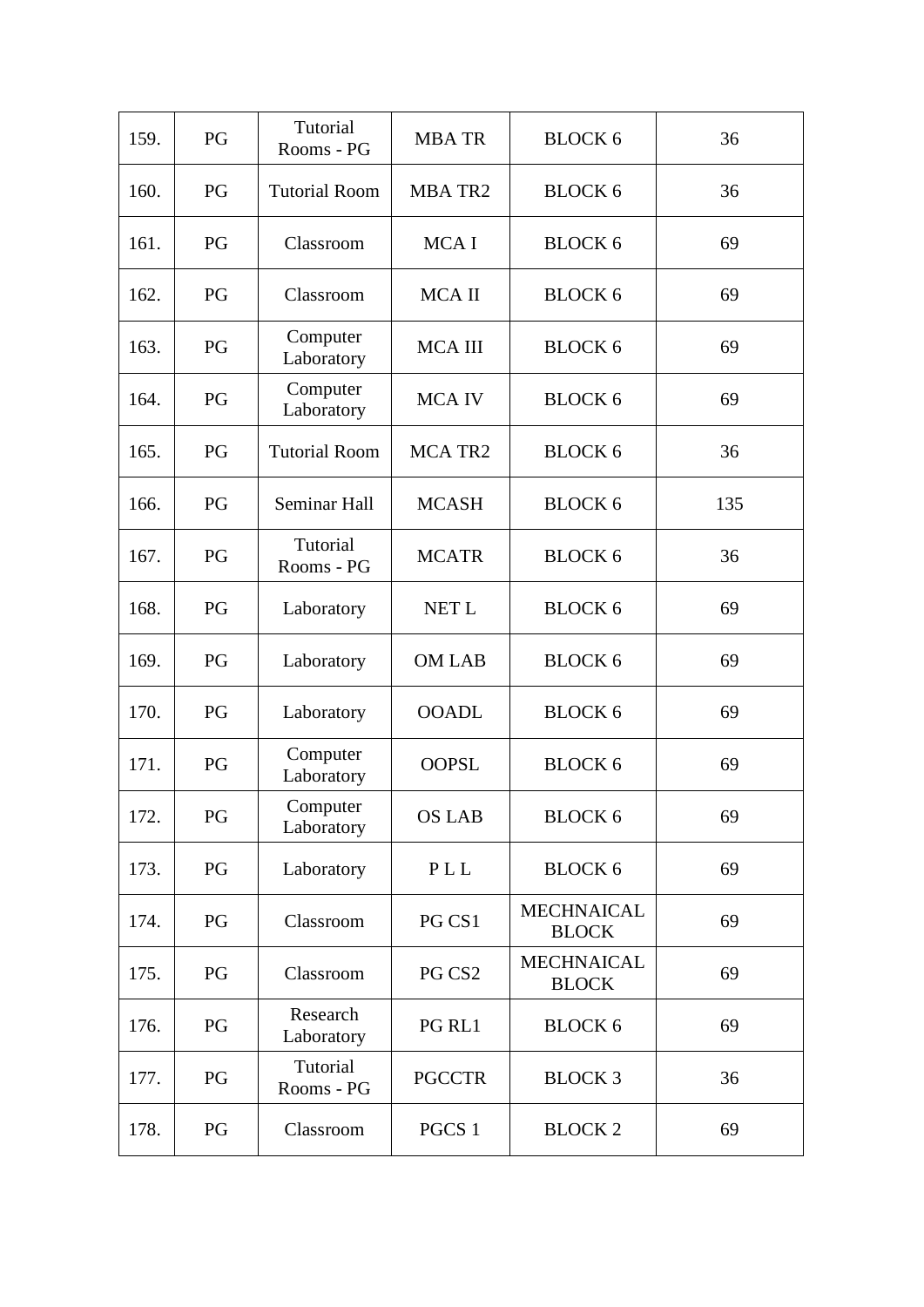| | | | | | |
|---|---|---|---|---|---|
| 159. | PG | Tutorial Rooms - PG | MBA TR | BLOCK 6 | 36 |
| 160. | PG | Tutorial Room | MBA TR2 | BLOCK 6 | 36 |
| 161. | PG | Classroom | MCA I | BLOCK 6 | 69 |
| 162. | PG | Classroom | MCA II | BLOCK 6 | 69 |
| 163. | PG | Computer Laboratory | MCA III | BLOCK 6 | 69 |
| 164. | PG | Computer Laboratory | MCA IV | BLOCK 6 | 69 |
| 165. | PG | Tutorial Room | MCA TR2 | BLOCK 6 | 36 |
| 166. | PG | Seminar Hall | MCASH | BLOCK 6 | 135 |
| 167. | PG | Tutorial Rooms - PG | MCATR | BLOCK 6 | 36 |
| 168. | PG | Laboratory | NET L | BLOCK 6 | 69 |
| 169. | PG | Laboratory | OM LAB | BLOCK 6 | 69 |
| 170. | PG | Laboratory | OOADL | BLOCK 6 | 69 |
| 171. | PG | Computer Laboratory | OOPSL | BLOCK 6 | 69 |
| 172. | PG | Computer Laboratory | OS LAB | BLOCK 6 | 69 |
| 173. | PG | Laboratory | P L L | BLOCK 6 | 69 |
| 174. | PG | Classroom | PG CS1 | MECHNAICAL BLOCK | 69 |
| 175. | PG | Classroom | PG CS2 | MECHNAICAL BLOCK | 69 |
| 176. | PG | Research Laboratory | PG RL1 | BLOCK 6 | 69 |
| 177. | PG | Tutorial Rooms - PG | PGCCTR | BLOCK 3 | 36 |
| 178. | PG | Classroom | PGCS 1 | BLOCK 2 | 69 |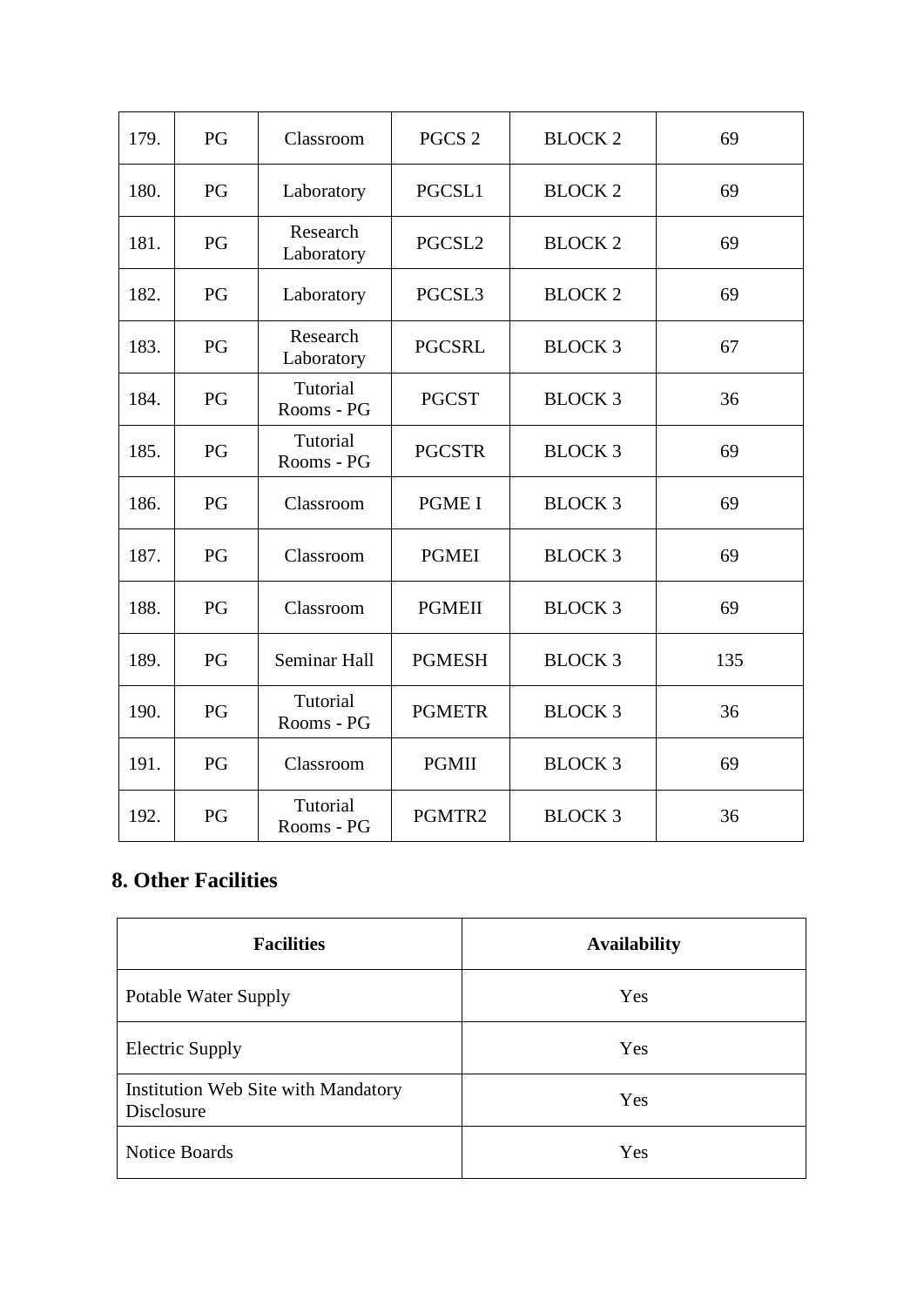| | | | | | |
|---|---|---|---|---|---|
| 179. | PG | Classroom | PGCS 2 | BLOCK 2 | 69 |
| 180. | PG | Laboratory | PGCSL1 | BLOCK 2 | 69 |
| 181. | PG | Research Laboratory | PGCSL2 | BLOCK 2 | 69 |
| 182. | PG | Laboratory | PGCSL3 | BLOCK 2 | 69 |
| 183. | PG | Research Laboratory | PGCSRL | BLOCK 3 | 67 |
| 184. | PG | Tutorial Rooms - PG | PGCST | BLOCK 3 | 36 |
| 185. | PG | Tutorial Rooms - PG | PGCSTR | BLOCK 3 | 69 |
| 186. | PG | Classroom | PGME I | BLOCK 3 | 69 |
| 187. | PG | Classroom | PGMEI | BLOCK 3 | 69 |
| 188. | PG | Classroom | PGMEII | BLOCK 3 | 69 |
| 189. | PG | Seminar Hall | PGMESH | BLOCK 3 | 135 |
| 190. | PG | Tutorial Rooms - PG | PGMETR | BLOCK 3 | 36 |
| 191. | PG | Classroom | PGMII | BLOCK 3 | 69 |
| 192. | PG | Tutorial Rooms - PG | PGMTR2 | BLOCK 3 | 36 |

## 8. Other Facilities

| Facilities | Availability |
|---|---|
| Potable Water Supply | Yes |
| Electric Supply | Yes |
| Institution Web Site with Mandatory Disclosure | Yes |
| Notice Boards | Yes |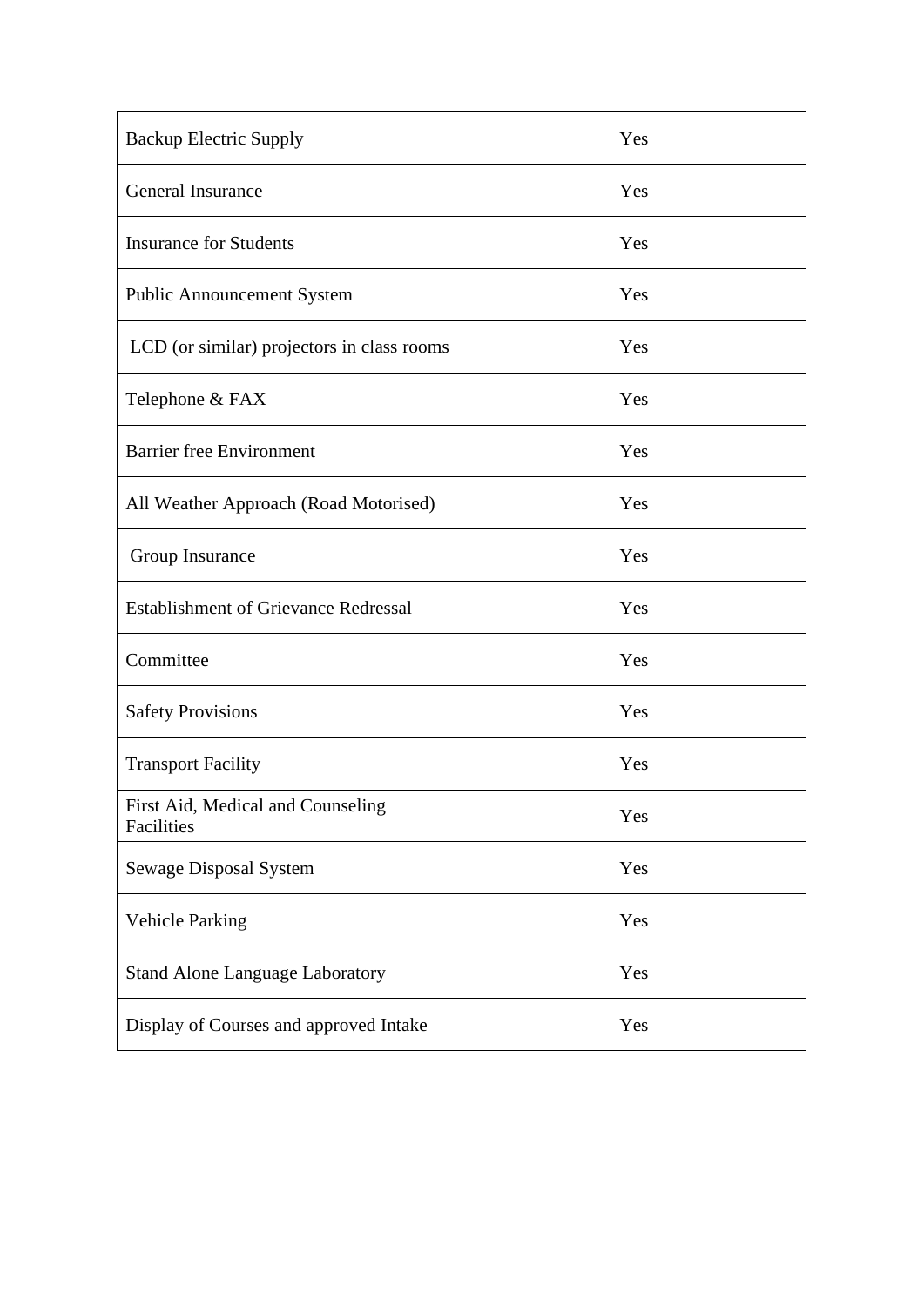| | |
|---|---|
| Backup Electric Supply | Yes |
| General Insurance | Yes |
| Insurance for Students | Yes |
| Public Announcement System | Yes |
| LCD (or similar) projectors in class rooms | Yes |
| Telephone & FAX | Yes |
| Barrier free Environment | Yes |
| All Weather Approach (Road Motorised) | Yes |
| Group Insurance | Yes |
| Establishment of Grievance Redressal | Yes |
| Committee | Yes |
| Safety Provisions | Yes |
| Transport Facility | Yes |
| First Aid, Medical and Counseling Facilities | Yes |
| Sewage Disposal System | Yes |
| Vehicle Parking | Yes |
| Stand Alone Language Laboratory | Yes |
| Display of Courses and approved Intake | Yes |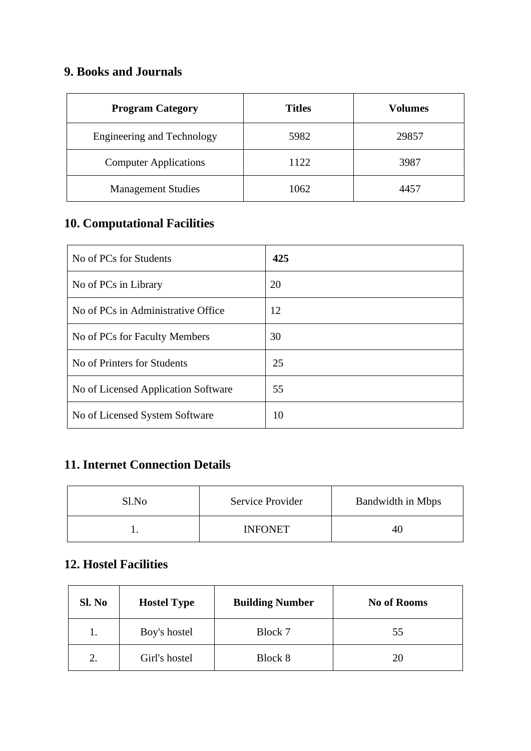## 9. Books and Journals

| **Program Category** | **Titles** | **Volumes** |
|---|---|---|
| Engineering and Technology | 5982 | 29857 |
| Computer Applications | 1122 | 3987 |
| Management Studies | 1062 | 4457 |

## 10. Computational Facilities

| | |
|---|---|
| No of PCs for Students | **425** |
| No of PCs in Library | 20 |
| No of PCs in Administrative Office | 12 |
| No of PCs for Faculty Members | 30 |
| No of Printers for Students | 25 |
| No of Licensed Application Software | 55 |
| No of Licensed System Software | 10 |

## 11. Internet Connection Details

| Sl.No | Service Provider | Bandwidth in Mbps |
|---|---|---|
| 1. | INFONET | 40 |

## 12. Hostel Facilities

| **Sl. No** | **Hostel Type** | **Building Number** | **No of Rooms** |
|---|---|---|---|
| 1. | Boy's hostel | Block 7 | 55 |
| 2. | Girl's hostel | Block 8 | 20 |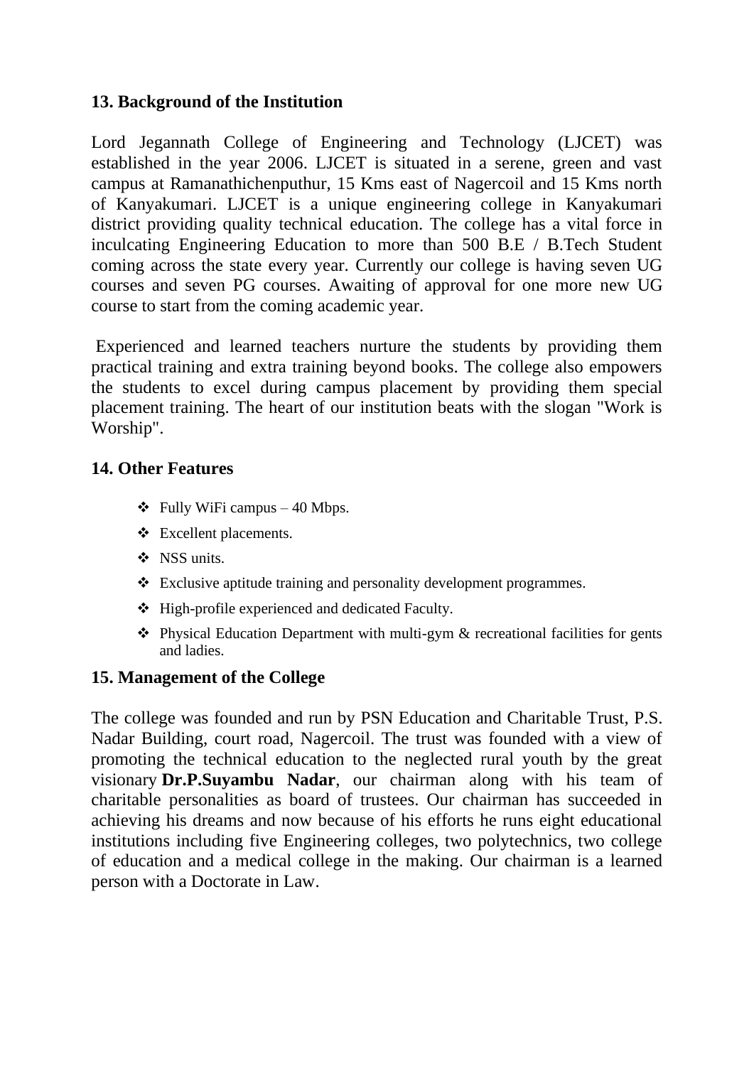## 13. Background of the Institution

Lord Jegannath College of Engineering and Technology (LJCET) was established in the year 2006. LJCET is situated in a serene, green and vast campus at Ramanathichenputhur, 15 Kms east of Nagercoil and 15 Kms north of Kanyakumari. LJCET is a unique engineering college in Kanyakumari district providing quality technical education. The college has a vital force in inculcating Engineering Education to more than 500 B.E / B.Tech Student coming across the state every year. Currently our college is having seven UG courses and seven PG courses. Awaiting of approval for one more new UG course to start from the coming academic year.

Experienced and learned teachers nurture the students by providing them practical training and extra training beyond books. The college also empowers the students to excel during campus placement by providing them special placement training. The heart of our institution beats with the slogan "Work is Worship".

## 14. Other Features

- Fully WiFi campus – 40 Mbps.
- Excellent placements.
- NSS units.
- Exclusive aptitude training and personality development programmes.
- High-profile experienced and dedicated Faculty.
- Physical Education Department with multi-gym & recreational facilities for gents and ladies.

## 15. Management of the College

The college was founded and run by PSN Education and Charitable Trust, P.S. Nadar Building, court road, Nagercoil. The trust was founded with a view of promoting the technical education to the neglected rural youth by the great visionary **Dr.P.Suyambu Nadar**, our chairman along with his team of charitable personalities as board of trustees. Our chairman has succeeded in achieving his dreams and now because of his efforts he runs eight educational institutions including five Engineering colleges, two polytechnics, two college of education and a medical college in the making. Our chairman is a learned person with a Doctorate in Law.